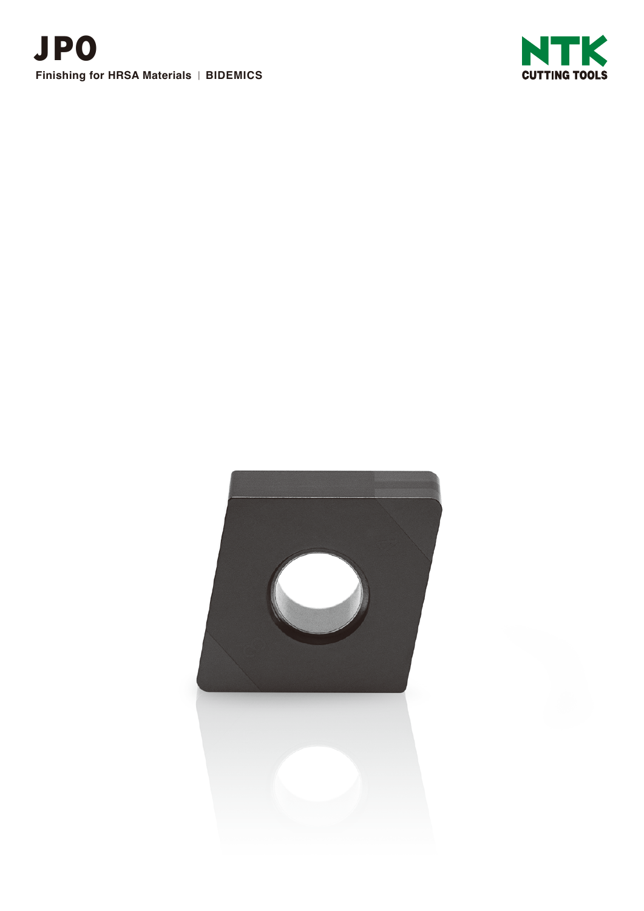# JPO

**Finishing for HRSA Materials** | **BIDEMICS**

NTK
CUTTING TOOLS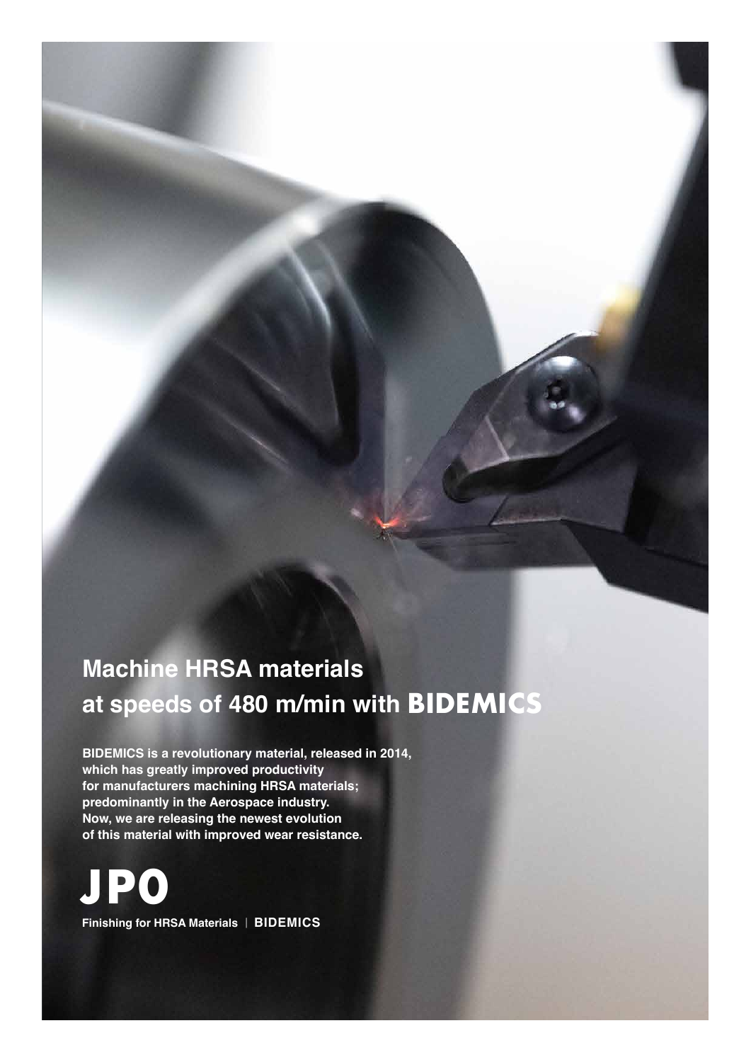# Machine HRSA materials at speeds of 480 m/min with BIDEMICS

**BIDEMICS is a revolutionary material, released in 2014, which has greatly improved productivity for manufacturers machining HRSA materials; predominantly in the Aerospace industry. Now, we are releasing the newest evolution of this material with improved wear resistance.**

# JPO

**Finishing for HRSA Materials | BIDEMICS**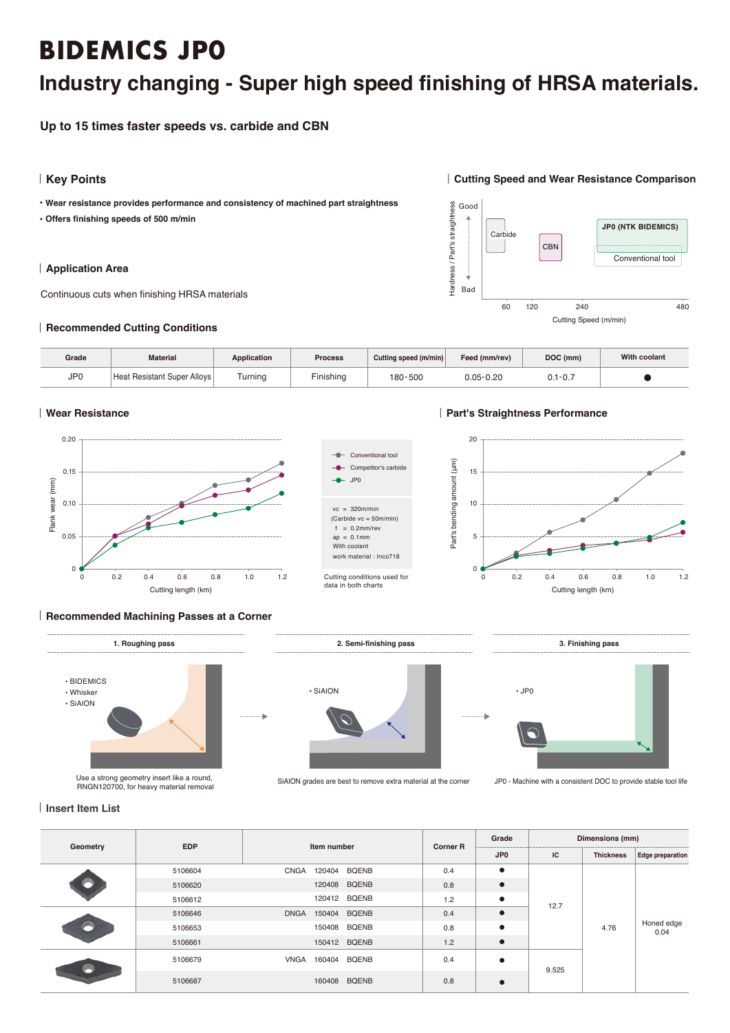# BIDEMICS JP0

## Industry changing - Super high speed finishing of HRSA materials.

### Up to 15 times faster speeds vs. carbide and CBN

## Key Points

- **Wear resistance provides performance and consistency of machined part straightness**
- **Offers finishing speeds of 500 m/min**

## Cutting Speed and Wear Resistance Comparison

Hardness / Part's straightness: Good — Bad

Carbide, CBN, JP0 (NTK BIDEMICS), Conventional tool

60, 120, 240, 480

Cutting Speed (m/min)

## Application Area

Continuous cuts when finishing HRSA materials

## Recommended Cutting Conditions

| Grade | Material | Application | Process | Cutting speed (m/min) | Feed (mm/rev) | DOC (mm) | With coolant |
|---|---|---|---|---|---|---|---|
| JP0 | Heat Resistant Super Alloys | Turning | Finishing | 180-500 | 0.05-0.20 | 0.1-0.7 | ● |

## Wear Resistance

Flank wear (mm) vs. Cutting length (km)

- Conventional tool
- Competitor's carbide
- JP0

vc = 320m/min
(Carbide vc = 50m/min)
f = 0.2mm/rev
ap = 0.1mm
With coolant
work material : Inco718

Cutting conditions used for data in both charts

## Part's Straightness Performance

Part's bending amount (μm) vs. Cutting length (km)

## Recommended Machining Passes at a Corner

**1. Roughing pass**

- BIDEMICS
- Whisker
- SiAlON

Use a strong geometry insert like a round, RNGN120700, for heavy material removal

**2. Semi-finishing pass**

- SiAlON

SiAlON grades are best to remove extra material at the corner

**3. Finishing pass**

- JP0

JP0 - Machine with a consistent DOC to provide stable tool life

## Insert Item List

| Geometry | EDP | Item number | Corner R | Grade | Dimensions (mm) | | |
|---|---|---|---|---|---|---|---|
| | | | | JP0 | IC | Thickness | Edge preparation |
| CNGA | 5106604 | CNGA 120404 BQENB | 0.4 | ● | 12.7 | 4.76 | Honed edge 0.04 |
| | 5106620 | 120408 BQENB | 0.8 | ● | | | |
| | 5106612 | 120412 BQENB | 1.2 | ● | | | |
| DNGA | 5106646 | DNGA 150404 BQENB | 0.4 | ● | | | |
| | 5106653 | 150408 BQENB | 0.8 | ● | | | |
| | 5106661 | 150412 BQENB | 1.2 | ● | | | |
| VNGA | 5106679 | VNGA 160404 BQENB | 0.4 | ● | 9.525 | | |
| | 5106687 | 160408 BQENB | 0.8 | ● | | | |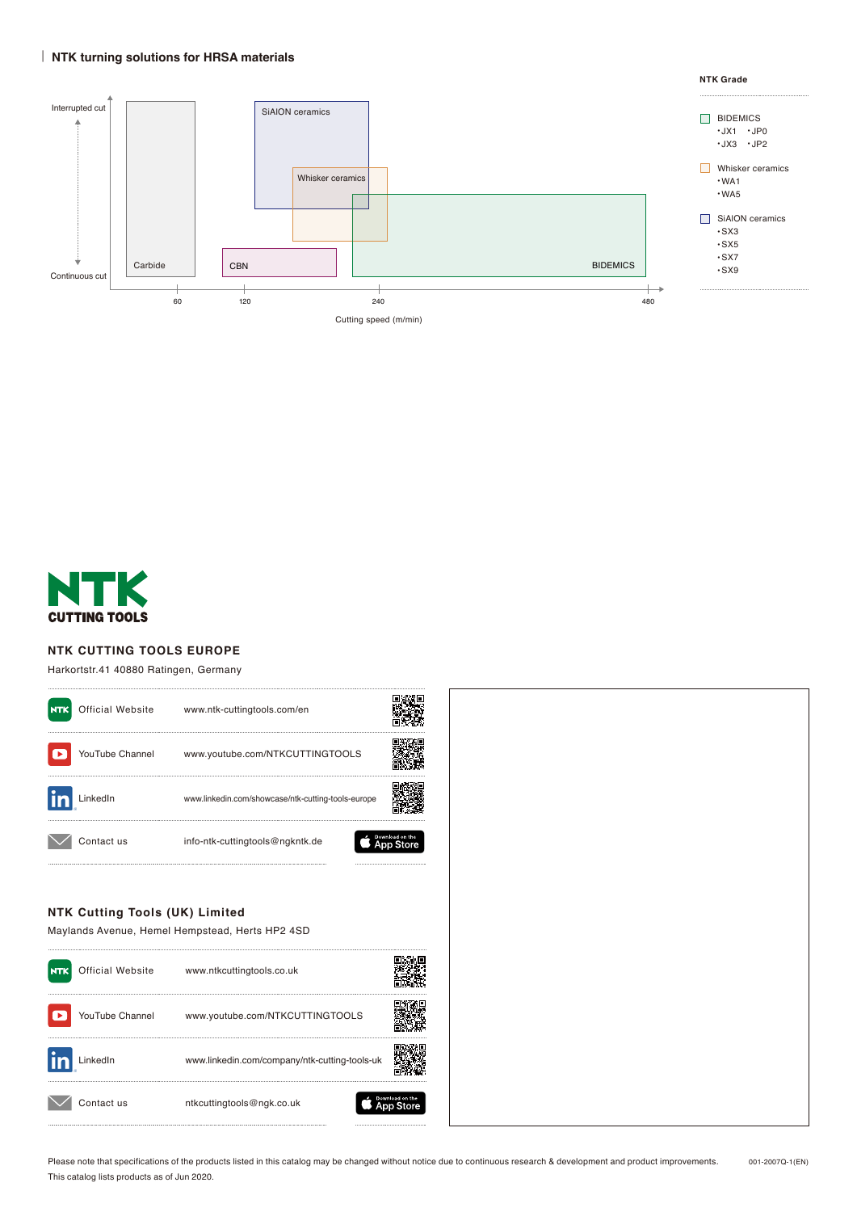## NTK turning solutions for HRSA materials

Interrupted cut

Continuous cut

Carbide

CBN

SiAlON ceramics

Whisker ceramics

BIDEMICS

60

120

240

480

Cutting speed (m/min)

**NTK Grade**

- BIDEMICS
  - JX1
  - JP0
  - JX3
  - JP2
- Whisker ceramics
  - WA1
  - WA5
- SiAlON ceramics
  - SX3
  - SX5
  - SX7
  - SX9

NTK CUTTING TOOLS

### NTK CUTTING TOOLS EUROPE

Harkortstr.41 40880 Ratingen, Germany

| | |
|---|---|
| Official Website | www.ntk-cuttingtools.com/en |
| YouTube Channel | www.youtube.com/NTKCUTTINGTOOLS |
| LinkedIn | www.linkedin.com/showcase/ntk-cutting-tools-europe |
| Contact us | info-ntk-cuttingtools@ngkntk.de |

Download on the App Store

### NTK Cutting Tools (UK) Limited

Maylands Avenue, Hemel Hempstead, Herts HP2 4SD

| | |
|---|---|
| Official Website | www.ntkcuttingtools.co.uk |
| YouTube Channel | www.youtube.com/NTKCUTTINGTOOLS |
| LinkedIn | www.linkedin.com/company/ntk-cutting-tools-uk |
| Contact us | ntkcuttingtools@ngk.co.uk |

Download on the App Store

Please note that specifications of the products listed in this catalog may be changed without notice due to continuous research & development and product improvements.

This catalog lists products as of Jun 2020.

001-2007Q-1(EN)